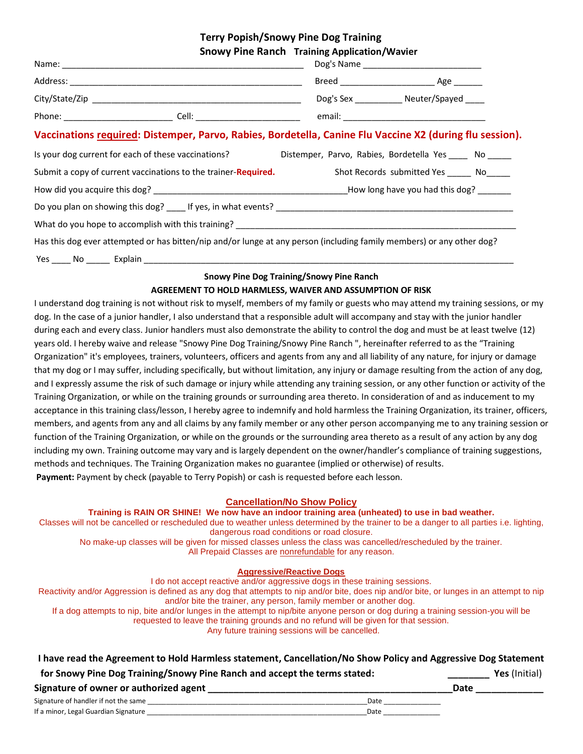# Terry Popish/Snowy Pine Dog Training

## Snowy Pine Ranch Training Application/Wavier

Name: ______________________________________________ Dog's Name ________________________

Address: ____________________________________________ Breed ___________________ Age ______

City/State/Zip ________________________________________ Dog's Sex __________ Neuter/Spayed ____

Phone: ______________________ Cell: _____________________ email: _____________________________

**Vaccinations required: Distemper, Parvo, Rabies, Bordetella, Canine Flu Vaccine X2 (during flu session).**

Is your dog current for each of these vaccinations? Distemper, Parvo, Rabies, Bordetella Yes ____ No _____

Submit a copy of current vaccinations to the trainer-**Required.** Shot Records submitted Yes _____ No_____

How did you acquire this dog? ________________________________________How long have you had this dog? _______

Do you plan on showing this dog? ____ If yes, in what events? ____________________________________________________

What do you hope to accomplish with this training? ______________________________________________________________

Has this dog ever attempted or has bitten/nip and/or lunge at any person (including family members) or any other dog?

Yes ____ No _____ Explain ________________________________________________________________________________

**Snowy Pine Dog Training/Snowy Pine Ranch**

**AGREEMENT TO HOLD HARMLESS, WAIVER AND ASSUMPTION OF RISK**

I understand dog training is not without risk to myself, members of my family or guests who may attend my training sessions, or my dog. In the case of a junior handler, I also understand that a responsible adult will accompany and stay with the junior handler during each and every class. Junior handlers must also demonstrate the ability to control the dog and must be at least twelve (12) years old. I hereby waive and release "Snowy Pine Dog Training/Snowy Pine Ranch ", hereinafter referred to as the "Training Organization" it's employees, trainers, volunteers, officers and agents from any and all liability of any nature, for injury or damage that my dog or I may suffer, including specifically, but without limitation, any injury or damage resulting from the action of any dog, and I expressly assume the risk of such damage or injury while attending any training session, or any other function or activity of the Training Organization, or while on the training grounds or surrounding area thereto. In consideration of and as inducement to my acceptance in this training class/lesson, I hereby agree to indemnify and hold harmless the Training Organization, its trainer, officers, members, and agents from any and all claims by any family member or any other person accompanying me to any training session or function of the Training Organization, or while on the grounds or the surrounding area thereto as a result of any action by any dog including my own. Training outcome may vary and is largely dependent on the owner/handler's compliance of training suggestions, methods and techniques. The Training Organization makes no guarantee (implied or otherwise) of results.

**Payment:** Payment by check (payable to Terry Popish) or cash is requested before each lesson.

**Cancellation/No Show Policy**

**Training is RAIN OR SHINE! We now have an indoor training area (unheated) to use in bad weather.**

Classes will not be cancelled or rescheduled due to weather unless determined by the trainer to be a danger to all parties i.e. lighting, dangerous road conditions or road closure.

No make-up classes will be given for missed classes unless the class was cancelled/rescheduled by the trainer.

All Prepaid Classes are nonrefundable for any reason.

**Aggressive/Reactive Dogs**

I do not accept reactive and/or aggressive dogs in these training sessions.

Reactivity and/or Aggression is defined as any dog that attempts to nip and/or bite, does nip and/or bite, or lunges in an attempt to nip and/or bite the trainer, any person, family member or another dog.

If a dog attempts to nip, bite and/or lunges in the attempt to nip/bite anyone person or dog during a training session-you will be requested to leave the training grounds and no refund will be given for that session.

Any future training sessions will be cancelled.

**I have read the Agreement to Hold Harmless statement, Cancellation/No Show Policy and Aggressive Dog Statement for Snowy Pine Dog Training/Snowy Pine Ranch and accept the terms stated:** ________ **Yes** (Initial)

**Signature of owner or authorized agent ______________________________________________Date ____________**

Signature of handler if not the same ________________________________________________________Date ______________

If a minor, Legal Guardian Signature ________________________________________________________Date ______________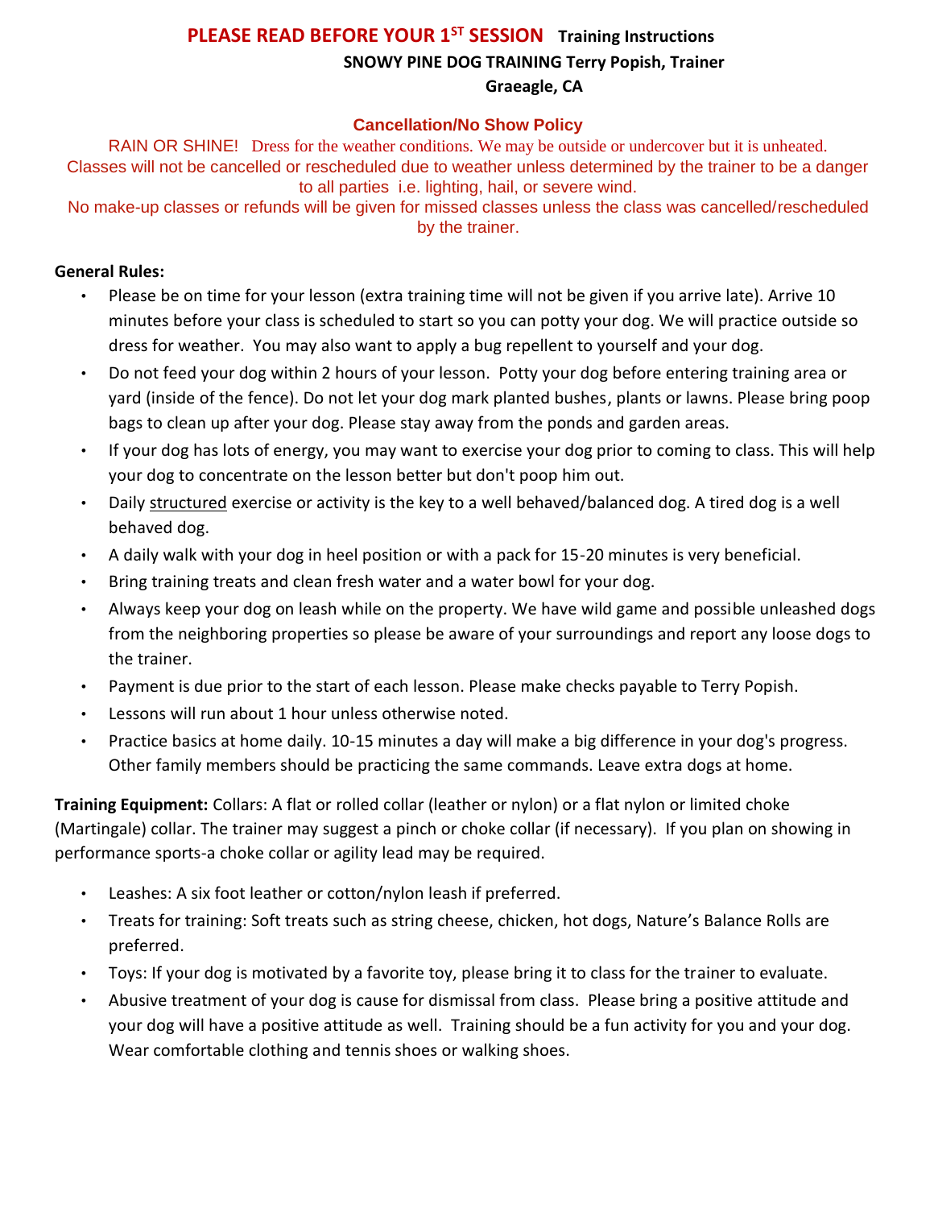# PLEASE READ BEFORE YOUR 1ST SESSION **Training Instructions**

**SNOWY PINE DOG TRAINING Terry Popish, Trainer**

**Graeagle, CA**

## Cancellation/No Show Policy

RAIN OR SHINE! Dress for the weather conditions. We may be outside or undercover but it is unheated. Classes will not be cancelled or rescheduled due to weather unless determined by the trainer to be a danger to all parties i.e. lighting, hail, or severe wind.

No make-up classes or refunds will be given for missed classes unless the class was cancelled/rescheduled by the trainer.

**General Rules:**

- Please be on time for your lesson (extra training time will not be given if you arrive late). Arrive 10 minutes before your class is scheduled to start so you can potty your dog. We will practice outside so dress for weather. You may also want to apply a bug repellent to yourself and your dog.
- Do not feed your dog within 2 hours of your lesson. Potty your dog before entering training area or yard (inside of the fence). Do not let your dog mark planted bushes, plants or lawns. Please bring poop bags to clean up after your dog. Please stay away from the ponds and garden areas.
- If your dog has lots of energy, you may want to exercise your dog prior to coming to class. This will help your dog to concentrate on the lesson better but don't poop him out.
- Daily <u>structured</u> exercise or activity is the key to a well behaved/balanced dog. A tired dog is a well behaved dog.
- A daily walk with your dog in heel position or with a pack for 15-20 minutes is very beneficial.
- Bring training treats and clean fresh water and a water bowl for your dog.
- Always keep your dog on leash while on the property. We have wild game and possible unleashed dogs from the neighboring properties so please be aware of your surroundings and report any loose dogs to the trainer.
- Payment is due prior to the start of each lesson. Please make checks payable to Terry Popish.
- Lessons will run about 1 hour unless otherwise noted.
- Practice basics at home daily. 10-15 minutes a day will make a big difference in your dog's progress. Other family members should be practicing the same commands. Leave extra dogs at home.

**Training Equipment:** Collars: A flat or rolled collar (leather or nylon) or a flat nylon or limited choke (Martingale) collar. The trainer may suggest a pinch or choke collar (if necessary). If you plan on showing in performance sports-a choke collar or agility lead may be required.

- Leashes: A six foot leather or cotton/nylon leash if preferred.
- Treats for training: Soft treats such as string cheese, chicken, hot dogs, Nature's Balance Rolls are preferred.
- Toys: If your dog is motivated by a favorite toy, please bring it to class for the trainer to evaluate.
- Abusive treatment of your dog is cause for dismissal from class. Please bring a positive attitude and your dog will have a positive attitude as well. Training should be a fun activity for you and your dog. Wear comfortable clothing and tennis shoes or walking shoes.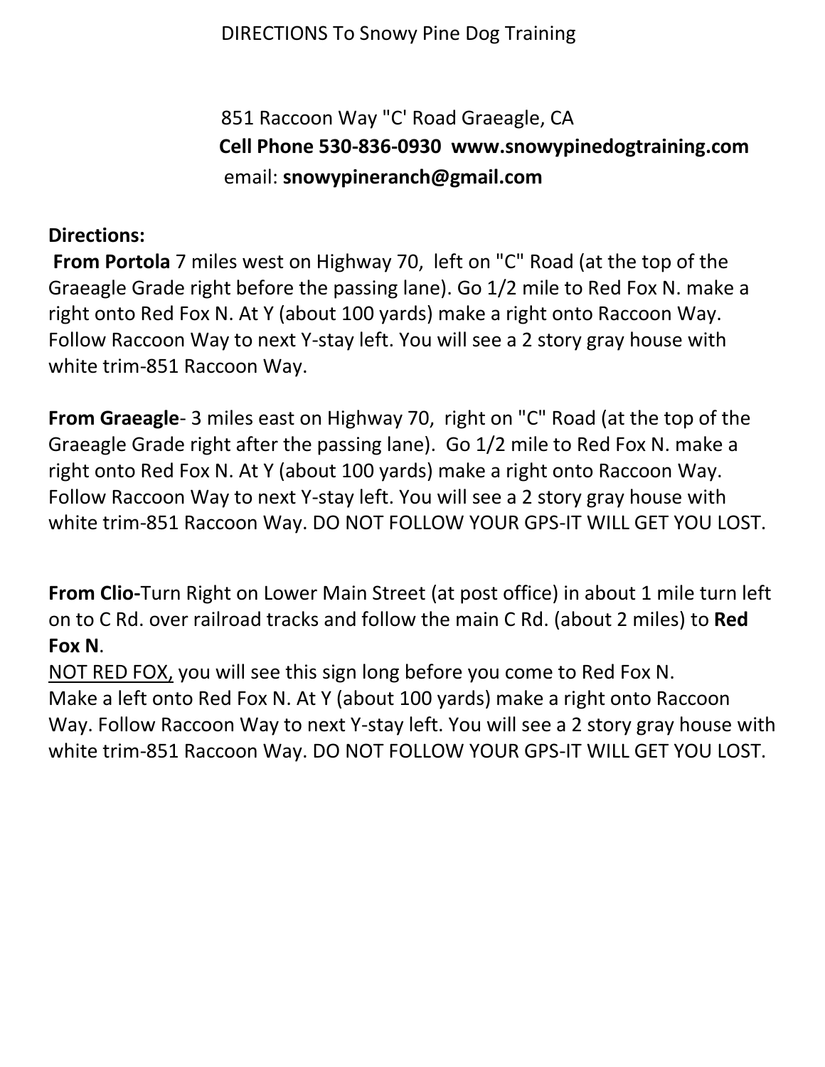DIRECTIONS To Snowy Pine Dog Training

851 Raccoon Way "C' Road Graeagle, CA

**Cell Phone 530-836-0930 www.snowypinedogtraining.com**

email: **snowypineranch@gmail.com**

**Directions:**

**From Portola** 7 miles west on Highway 70, left on "C" Road (at the top of the Graeagle Grade right before the passing lane). Go 1/2 mile to Red Fox N. make a right onto Red Fox N. At Y (about 100 yards) make a right onto Raccoon Way. Follow Raccoon Way to next Y-stay left. You will see a 2 story gray house with white trim-851 Raccoon Way.

**From Graeagle**- 3 miles east on Highway 70, right on "C" Road (at the top of the Graeagle Grade right after the passing lane). Go 1/2 mile to Red Fox N. make a right onto Red Fox N. At Y (about 100 yards) make a right onto Raccoon Way. Follow Raccoon Way to next Y-stay left. You will see a 2 story gray house with white trim-851 Raccoon Way. DO NOT FOLLOW YOUR GPS-IT WILL GET YOU LOST.

**From Clio-**Turn Right on Lower Main Street (at post office) in about 1 mile turn left on to C Rd. over railroad tracks and follow the main C Rd. (about 2 miles) to **Red Fox N**.

<u>NOT RED FOX,</u> you will see this sign long before you come to Red Fox N.
Make a left onto Red Fox N. At Y (about 100 yards) make a right onto Raccoon Way. Follow Raccoon Way to next Y-stay left. You will see a 2 story gray house with white trim-851 Raccoon Way. DO NOT FOLLOW YOUR GPS-IT WILL GET YOU LOST.